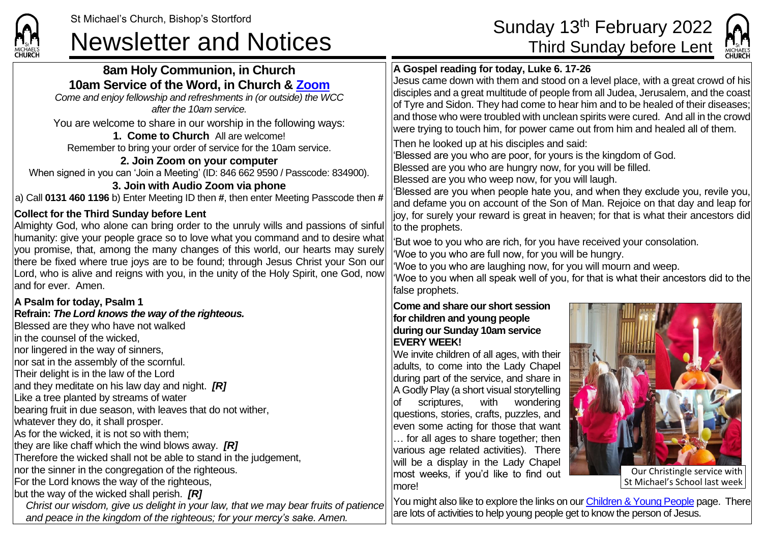St Michael's Church, Bishop's Stortford

# Newsletter and Notices

Sunday 13th February 2022
Third Sunday before Lent

## 8am Holy Communion, in Church
## 10am Service of the Word, in Church & Zoom

*Come and enjoy fellowship and refreshments in (or outside) the WCC after the 10am service.*

You are welcome to share in our worship in the following ways:

**1. Come to Church** All are welcome!
Remember to bring your order of service for the 10am service.

**2. Join Zoom on your computer**
When signed in you can 'Join a Meeting' (ID: 846 662 9590 / Passcode: 834900).

**3. Join with Audio Zoom via phone**
a) Call **0131 460 1196** b) Enter Meeting ID then **#**, then enter Meeting Passcode then **#**

**Collect for the Third Sunday before Lent**
Almighty God, who alone can bring order to the unruly wills and passions of sinful humanity: give your people grace so to love what you command and to desire what you promise, that, among the many changes of this world, our hearts may surely there be fixed where true joys are to be found; through Jesus Christ your Son our Lord, who is alive and reigns with you, in the unity of the Holy Spirit, one God, now and for ever. Amen.

**A Psalm for today, Psalm 1**
**Refrain: *The Lord knows the way of the righteous.***
Blessed are they who have not walked
in the counsel of the wicked,
nor lingered in the way of sinners,
nor sat in the assembly of the scornful.
Their delight is in the law of the Lord
and they meditate on his law day and night. ***[R]***
Like a tree planted by streams of water
bearing fruit in due season, with leaves that do not wither,
whatever they do, it shall prosper.
As for the wicked, it is not so with them;
they are like chaff which the wind blows away. ***[R]***
Therefore the wicked shall not be able to stand in the judgement,
nor the sinner in the congregation of the righteous.
For the Lord knows the way of the righteous,
but the way of the wicked shall perish. ***[R]***
*Christ our wisdom, give us delight in your law, that we may bear fruits of patience and peace in the kingdom of the righteous; for your mercy's sake. Amen.*

**A Gospel reading for today, Luke 6. 17-26**
Jesus came down with them and stood on a level place, with a great crowd of his disciples and a great multitude of people from all Judea, Jerusalem, and the coast of Tyre and Sidon. They had come to hear him and to be healed of their diseases; and those who were troubled with unclean spirits were cured. And all in the crowd were trying to touch him, for power came out from him and healed all of them.

Then he looked up at his disciples and said:
'Blessed are you who are poor, for yours is the kingdom of God.
Blessed are you who are hungry now, for you will be filled.
Blessed are you who weep now, for you will laugh.
'Blessed are you when people hate you, and when they exclude you, revile you, and defame you on account of the Son of Man. Rejoice on that day and leap for joy, for surely your reward is great in heaven; for that is what their ancestors did to the prophets.

'But woe to you who are rich, for you have received your consolation.
'Woe to you who are full now, for you will be hungry.
'Woe to you who are laughing now, for you will mourn and weep.
'Woe to you when all speak well of you, for that is what their ancestors did to the false prophets.

**Come and share our short session for children and young people during our Sunday 10am service EVERY WEEK!**
We invite children of all ages, with their adults, to come into the Lady Chapel during part of the service, and share in A Godly Play (a short visual storytelling of scriptures, with wondering questions, stories, crafts, puzzles, and even some acting for those that want … for all ages to share together; then various age related activities). There will be a display in the Lady Chapel most weeks, if you'd like to find out more!

Our Christingle service with St Michael's School last week

You might also like to explore the links on our Children & Young People page. There are lots of activities to help young people get to know the person of Jesus.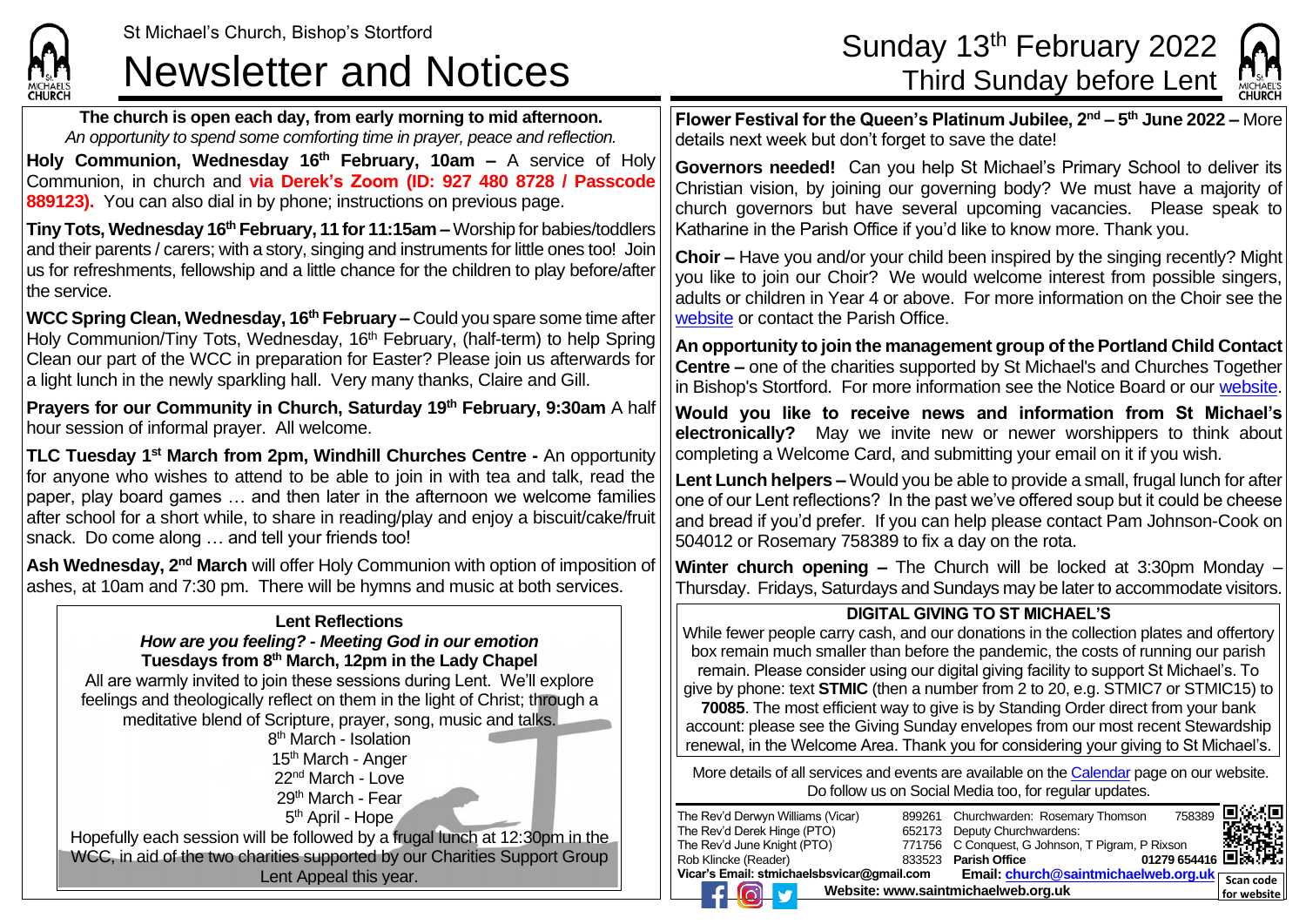St Michael's Church, Bishop's Stortford

# Newsletter and Notices

## Sunday 13th February 2022
### Third Sunday before Lent

**The church is open each day, from early morning to mid afternoon.**
*An opportunity to spend some comforting time in prayer, peace and reflection.*

**Holy Communion, Wednesday 16th February, 10am –** A service of Holy Communion, in church and **via Derek's Zoom (ID: 927 480 8728 / Passcode 889123).** You can also dial in by phone; instructions on previous page.

**Tiny Tots, Wednesday 16th February, 11 for 11:15am –** Worship for babies/toddlers and their parents / carers; with a story, singing and instruments for little ones too! Join us for refreshments, fellowship and a little chance for the children to play before/after the service.

**WCC Spring Clean, Wednesday, 16th February –** Could you spare some time after Holy Communion/Tiny Tots, Wednesday, 16th February, (half-term) to help Spring Clean our part of the WCC in preparation for Easter? Please join us afterwards for a light lunch in the newly sparkling hall. Very many thanks, Claire and Gill.

**Prayers for our Community in Church, Saturday 19th February, 9:30am** A half hour session of informal prayer. All welcome.

**TLC Tuesday 1st March from 2pm, Windhill Churches Centre -** An opportunity for anyone who wishes to attend to be able to join in with tea and talk, read the paper, play board games … and then later in the afternoon we welcome families after school for a short while, to share in reading/play and enjoy a biscuit/cake/fruit snack. Do come along … and tell your friends too!

**Ash Wednesday, 2nd March** will offer Holy Communion with option of imposition of ashes, at 10am and 7:30 pm. There will be hymns and music at both services.

**Lent Reflections**
***How are you feeling? - Meeting God in our emotion***
**Tuesdays from 8th March, 12pm in the Lady Chapel**

All are warmly invited to join these sessions during Lent. We'll explore feelings and theologically reflect on them in the light of Christ; through a meditative blend of Scripture, prayer, song, music and talks.

8th March - Isolation
15th March - Anger
22nd March - Love
29th March - Fear
5th April - Hope

Hopefully each session will be followed by a frugal lunch at 12:30pm in the WCC, in aid of the two charities supported by our Charities Support Group Lent Appeal this year.

**Flower Festival for the Queen's Platinum Jubilee, 2nd – 5th June 2022 –** More details next week but don't forget to save the date!

**Governors needed!** Can you help St Michael's Primary School to deliver its Christian vision, by joining our governing body? We must have a majority of church governors but have several upcoming vacancies. Please speak to Katharine in the Parish Office if you'd like to know more. Thank you.

**Choir –** Have you and/or your child been inspired by the singing recently? Might you like to join our Choir? We would welcome interest from possible singers, adults or children in Year 4 or above. For more information on the Choir see the website or contact the Parish Office.

**An opportunity to join the management group of the Portland Child Contact Centre –** one of the charities supported by St Michael's and Churches Together in Bishop's Stortford. For more information see the Notice Board or our website.

**Would you like to receive news and information from St Michael's electronically?** May we invite new or newer worshippers to think about completing a Welcome Card, and submitting your email on it if you wish.

**Lent Lunch helpers –** Would you be able to provide a small, frugal lunch for after one of our Lent reflections? In the past we've offered soup but it could be cheese and bread if you'd prefer. If you can help please contact Pam Johnson-Cook on 504012 or Rosemary 758389 to fix a day on the rota.

**Winter church opening –** The Church will be locked at 3:30pm Monday – Thursday. Fridays, Saturdays and Sundays may be later to accommodate visitors.

**DIGITAL GIVING TO ST MICHAEL'S**

While fewer people carry cash, and our donations in the collection plates and offertory box remain much smaller than before the pandemic, the costs of running our parish remain. Please consider using our digital giving facility to support St Michael's. To give by phone: text **STMIC** (then a number from 2 to 20, e.g. STMIC7 or STMIC15) to **70085**. The most efficient way to give is by Standing Order direct from your bank account: please see the Giving Sunday envelopes from our most recent Stewardship renewal, in the Welcome Area. Thank you for considering your giving to St Michael's.

More details of all services and events are available on the Calendar page on our website. Do follow us on Social Media too, for regular updates.

| | | | | |
|---|---|---|---|---|
| The Rev'd Derwyn Williams (Vicar) | 899261 | Churchwarden: Rosemary Thomson | 758389 | |
| The Rev'd Derek Hinge (PTO) | 652173 | Deputy Churchwardens: | | |
| The Rev'd June Knight (PTO) | 771756 | C Conquest, G Johnson, T Pigram, P Rixson | | |
| Rob Klincke (Reader) | 833523 | **Parish Office** | **01279 654416** | |

**Vicar's Email: stmichaelsbsvicar@gmail.com** **Email: church@saintmichaelweb.org.uk**

**Website: www.saintmichaelweb.org.uk**

Scan code for website